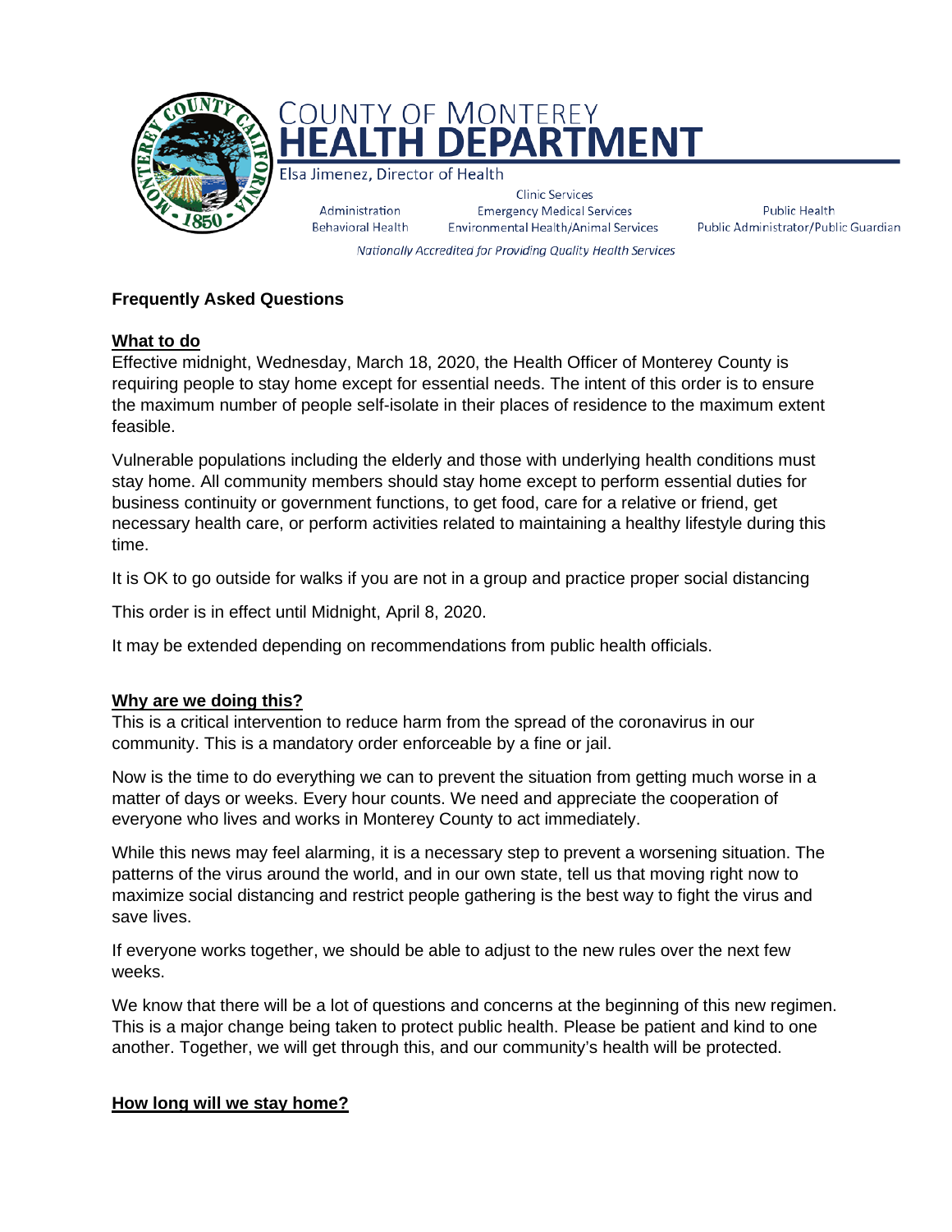# COUNTY OF MONTEREY HEALTH DEPARTMENT

Elsa Jimenez, Director of Health

Administration | Behavioral Health | Clinic Services | Emergency Medical Services | Environmental Health/Animal Services | Public Health | Public Administrator/Public Guardian

*Nationally Accredited for Providing Quality Health Services*

## Frequently Asked Questions

### What to do

Effective midnight, Wednesday, March 18, 2020, the Health Officer of Monterey County is requiring people to stay home except for essential needs. The intent of this order is to ensure the maximum number of people self-isolate in their places of residence to the maximum extent feasible.

Vulnerable populations including the elderly and those with underlying health conditions must stay home. All community members should stay home except to perform essential duties for business continuity or government functions, to get food, care for a relative or friend, get necessary health care, or perform activities related to maintaining a healthy lifestyle during this time.

It is OK to go outside for walks if you are not in a group and practice proper social distancing

This order is in effect until Midnight, April 8, 2020.

It may be extended depending on recommendations from public health officials.

### Why are we doing this?

This is a critical intervention to reduce harm from the spread of the coronavirus in our community. This is a mandatory order enforceable by a fine or jail.

Now is the time to do everything we can to prevent the situation from getting much worse in a matter of days or weeks. Every hour counts. We need and appreciate the cooperation of everyone who lives and works in Monterey County to act immediately.

While this news may feel alarming, it is a necessary step to prevent a worsening situation. The patterns of the virus around the world, and in our own state, tell us that moving right now to maximize social distancing and restrict people gathering is the best way to fight the virus and save lives.

If everyone works together, we should be able to adjust to the new rules over the next few weeks.

We know that there will be a lot of questions and concerns at the beginning of this new regimen. This is a major change being taken to protect public health. Please be patient and kind to one another. Together, we will get through this, and our community's health will be protected.

### How long will we stay home?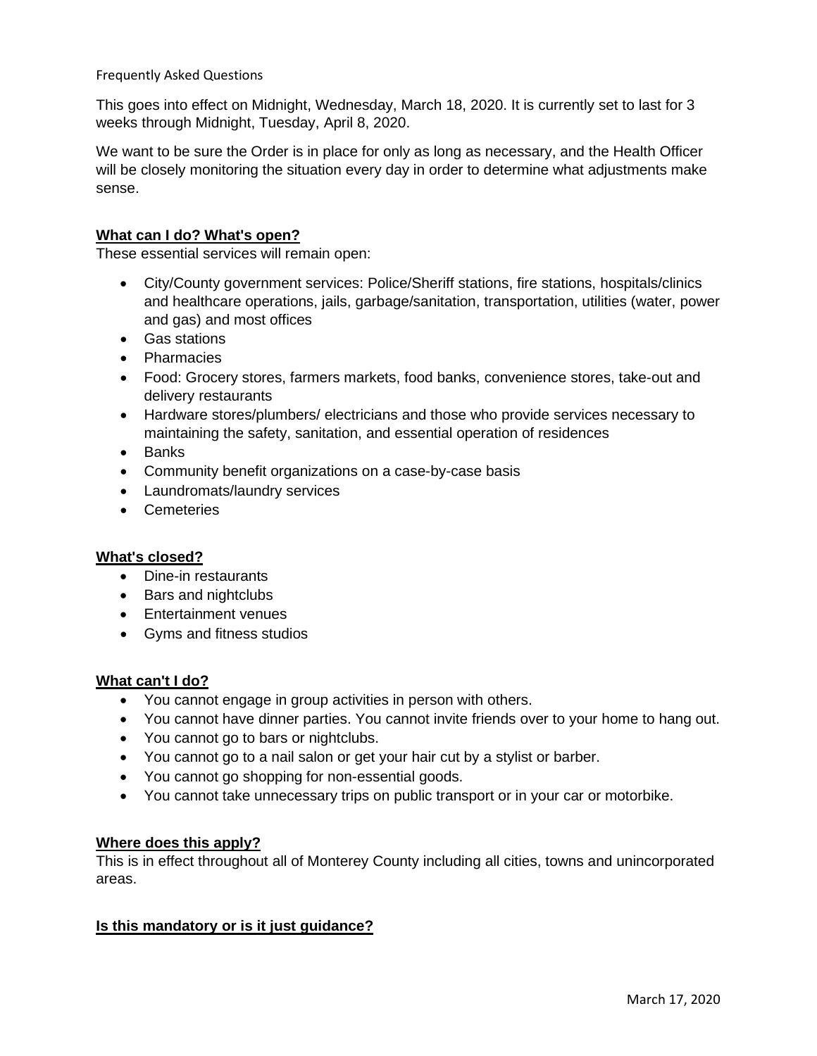Frequently Asked Questions

This goes into effect on Midnight, Wednesday, March 18, 2020. It is currently set to last for 3 weeks through Midnight, Tuesday, April 8, 2020.

We want to be sure the Order is in place for only as long as necessary, and the Health Officer will be closely monitoring the situation every day in order to determine what adjustments make sense.

## What can I do? What's open?

These essential services will remain open:

- City/County government services: Police/Sheriff stations, fire stations, hospitals/clinics and healthcare operations, jails, garbage/sanitation, transportation, utilities (water, power and gas) and most offices
- Gas stations
- Pharmacies
- Food: Grocery stores, farmers markets, food banks, convenience stores, take-out and delivery restaurants
- Hardware stores/plumbers/ electricians and those who provide services necessary to maintaining the safety, sanitation, and essential operation of residences
- Banks
- Community benefit organizations on a case-by-case basis
- Laundromats/laundry services
- Cemeteries

## What's closed?

- Dine-in restaurants
- Bars and nightclubs
- Entertainment venues
- Gyms and fitness studios

## What can't I do?

- You cannot engage in group activities in person with others.
- You cannot have dinner parties. You cannot invite friends over to your home to hang out.
- You cannot go to bars or nightclubs.
- You cannot go to a nail salon or get your hair cut by a stylist or barber.
- You cannot go shopping for non-essential goods.
- You cannot take unnecessary trips on public transport or in your car or motorbike.

## Where does this apply?

This is in effect throughout all of Monterey County including all cities, towns and unincorporated areas.

## Is this mandatory or is it just guidance?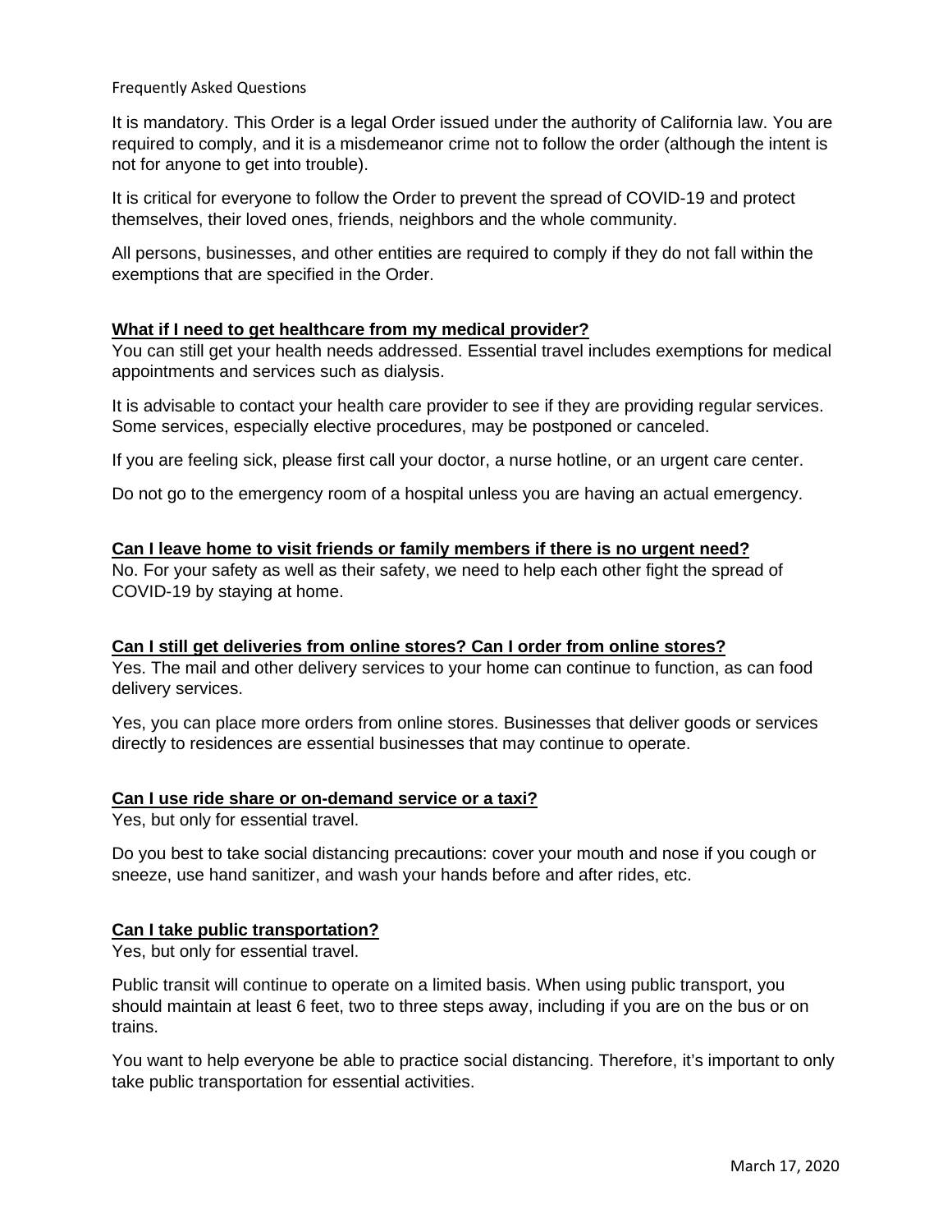It is mandatory. This Order is a legal Order issued under the authority of California law. You are required to comply, and it is a misdemeanor crime not to follow the order (although the intent is not for anyone to get into trouble).

It is critical for everyone to follow the Order to prevent the spread of COVID-19 and protect themselves, their loved ones, friends, neighbors and the whole community.

All persons, businesses, and other entities are required to comply if they do not fall within the exemptions that are specified in the Order.

### What if I need to get healthcare from my medical provider?

You can still get your health needs addressed. Essential travel includes exemptions for medical appointments and services such as dialysis.

It is advisable to contact your health care provider to see if they are providing regular services. Some services, especially elective procedures, may be postponed or canceled.

If you are feeling sick, please first call your doctor, a nurse hotline, or an urgent care center.

Do not go to the emergency room of a hospital unless you are having an actual emergency.

### Can I leave home to visit friends or family members if there is no urgent need?

No. For your safety as well as their safety, we need to help each other fight the spread of COVID-19 by staying at home.

### Can I still get deliveries from online stores? Can I order from online stores?

Yes. The mail and other delivery services to your home can continue to function, as can food delivery services.

Yes, you can place more orders from online stores. Businesses that deliver goods or services directly to residences are essential businesses that may continue to operate.

### Can I use ride share or on-demand service or a taxi?

Yes, but only for essential travel.

Do you best to take social distancing precautions: cover your mouth and nose if you cough or sneeze, use hand sanitizer, and wash your hands before and after rides, etc.

### Can I take public transportation?

Yes, but only for essential travel.

Public transit will continue to operate on a limited basis. When using public transport, you should maintain at least 6 feet, two to three steps away, including if you are on the bus or on trains.

You want to help everyone be able to practice social distancing. Therefore, it's important to only take public transportation for essential activities.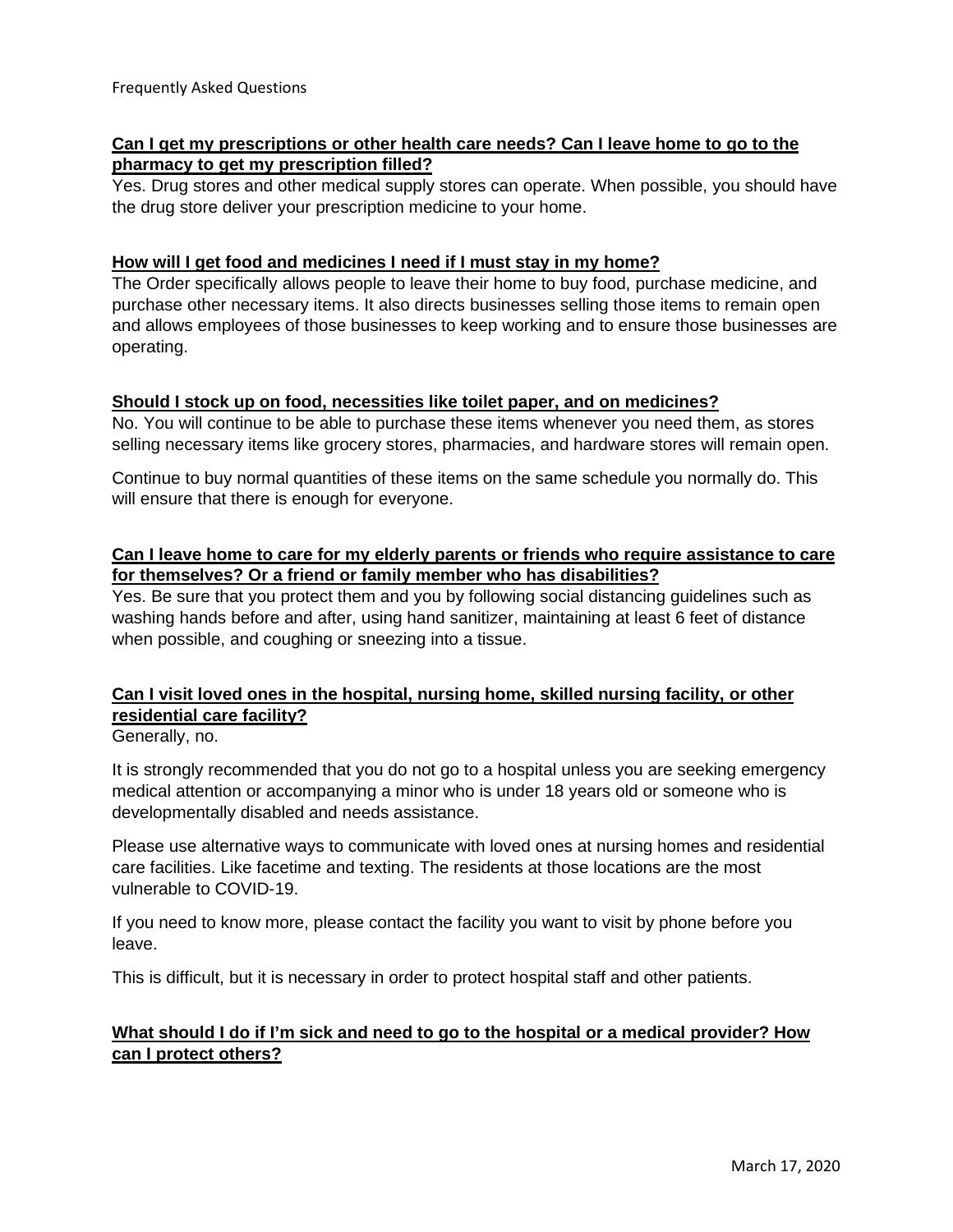Frequently Asked Questions

**Can I get my prescriptions or other health care needs? Can I leave home to go to the pharmacy to get my prescription filled?**

Yes. Drug stores and other medical supply stores can operate. When possible, you should have the drug store deliver your prescription medicine to your home.

**How will I get food and medicines I need if I must stay in my home?**

The Order specifically allows people to leave their home to buy food, purchase medicine, and purchase other necessary items. It also directs businesses selling those items to remain open and allows employees of those businesses to keep working and to ensure those businesses are operating.

**Should I stock up on food, necessities like toilet paper, and on medicines?**

No. You will continue to be able to purchase these items whenever you need them, as stores selling necessary items like grocery stores, pharmacies, and hardware stores will remain open.

Continue to buy normal quantities of these items on the same schedule you normally do. This will ensure that there is enough for everyone.

**Can I leave home to care for my elderly parents or friends who require assistance to care for themselves? Or a friend or family member who has disabilities?**

Yes. Be sure that you protect them and you by following social distancing guidelines such as washing hands before and after, using hand sanitizer, maintaining at least 6 feet of distance when possible, and coughing or sneezing into a tissue.

**Can I visit loved ones in the hospital, nursing home, skilled nursing facility, or other residential care facility?**

Generally, no.

It is strongly recommended that you do not go to a hospital unless you are seeking emergency medical attention or accompanying a minor who is under 18 years old or someone who is developmentally disabled and needs assistance.

Please use alternative ways to communicate with loved ones at nursing homes and residential care facilities. Like facetime and texting. The residents at those locations are the most vulnerable to COVID-19.

If you need to know more, please contact the facility you want to visit by phone before you leave.

This is difficult, but it is necessary in order to protect hospital staff and other patients.

**What should I do if I'm sick and need to go to the hospital or a medical provider? How can I protect others?**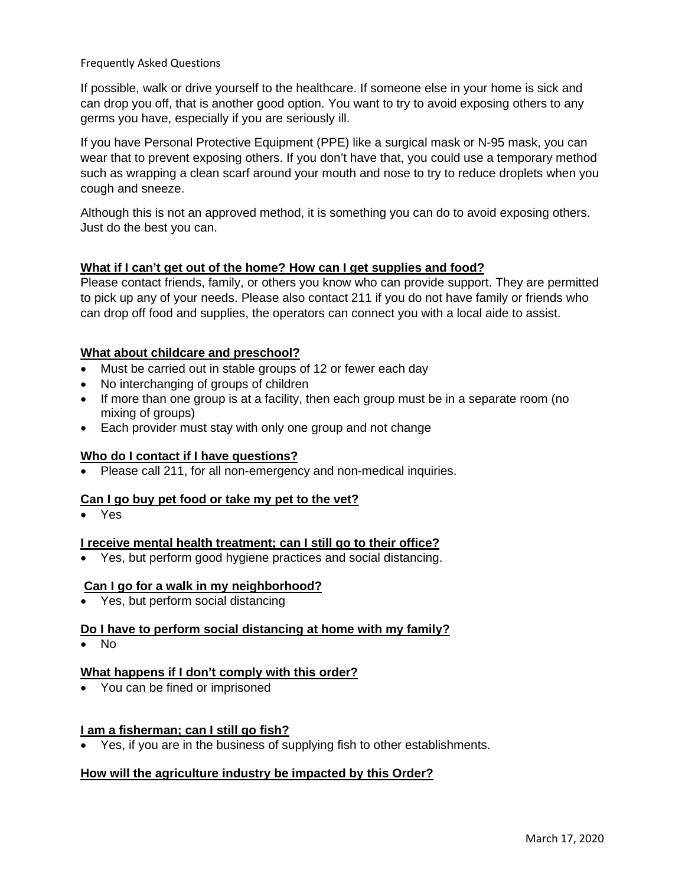Frequently Asked Questions

If possible, walk or drive yourself to the healthcare. If someone else in your home is sick and can drop you off, that is another good option. You want to try to avoid exposing others to any germs you have, especially if you are seriously ill.

If you have Personal Protective Equipment (PPE) like a surgical mask or N-95 mask, you can wear that to prevent exposing others. If you don't have that, you could use a temporary method such as wrapping a clean scarf around your mouth and nose to try to reduce droplets when you cough and sneeze.

Although this is not an approved method, it is something you can do to avoid exposing others. Just do the best you can.

**What if I can't get out of the home? How can I get supplies and food?**

Please contact friends, family, or others you know who can provide support. They are permitted to pick up any of your needs. Please also contact 211 if you do not have family or friends who can drop off food and supplies, the operators can connect you with a local aide to assist.

**What about childcare and preschool?**

- Must be carried out in stable groups of 12 or fewer each day
- No interchanging of groups of children
- If more than one group is at a facility, then each group must be in a separate room (no mixing of groups)
- Each provider must stay with only one group and not change

**Who do I contact if I have questions?**

- Please call 211, for all non-emergency and non-medical inquiries.

**Can I go buy pet food or take my pet to the vet?**

- Yes

**I receive mental health treatment; can I still go to their office?**

- Yes, but perform good hygiene practices and social distancing.

**Can I go for a walk in my neighborhood?**

- Yes, but perform social distancing

**Do I have to perform social distancing at home with my family?**

- No

**What happens if I don't comply with this order?**

- You can be fined or imprisoned

**I am a fisherman; can I still go fish?**

- Yes, if you are in the business of supplying fish to other establishments.

**How will the agriculture industry be impacted by this Order?**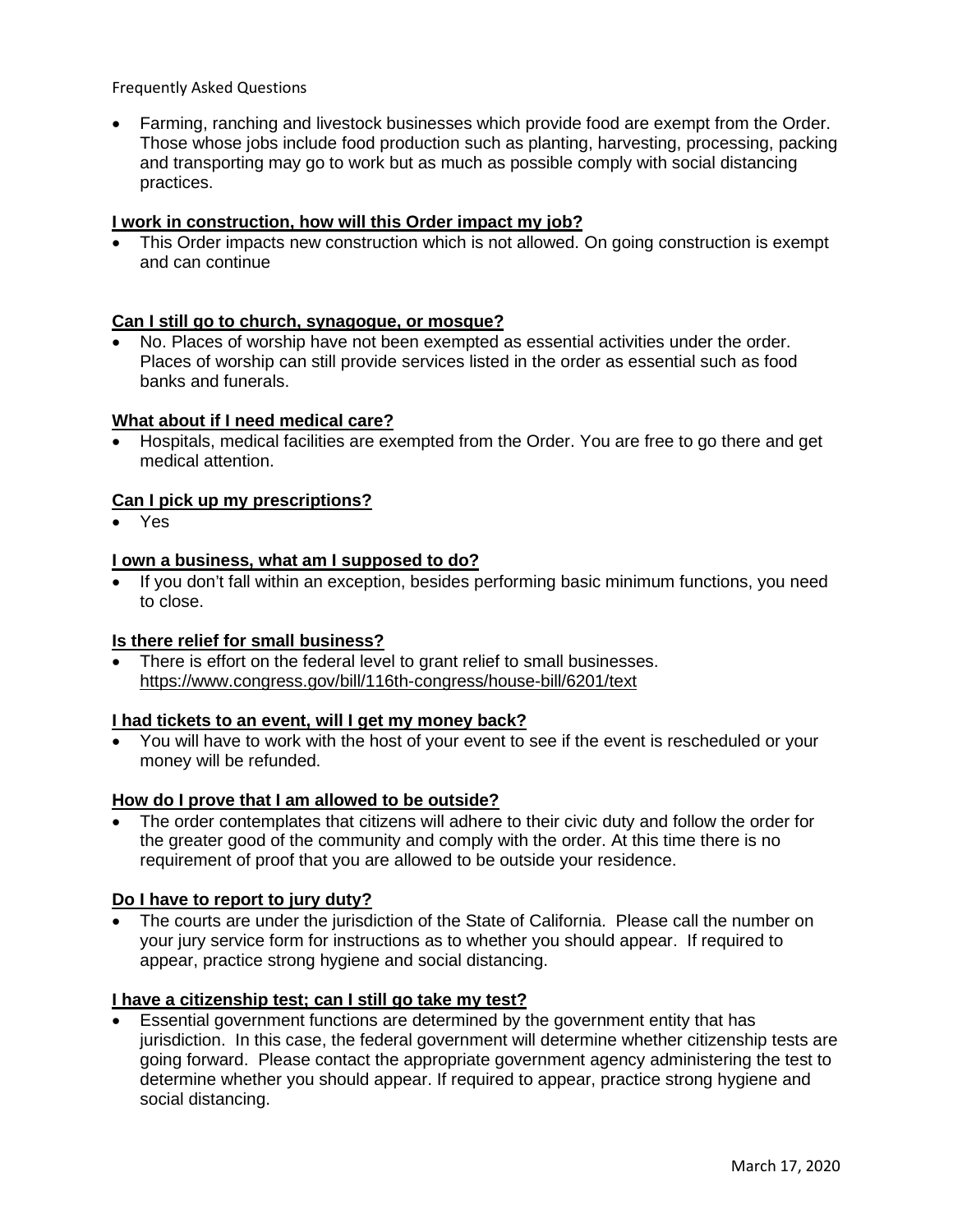Frequently Asked Questions

- Farming, ranching and livestock businesses which provide food are exempt from the Order. Those whose jobs include food production such as planting, harvesting, processing, packing and transporting may go to work but as much as possible comply with social distancing practices.

**I work in construction, how will this Order impact my job?**

- This Order impacts new construction which is not allowed. On going construction is exempt and can continue

**Can I still go to church, synagogue, or mosque?**

- No. Places of worship have not been exempted as essential activities under the order. Places of worship can still provide services listed in the order as essential such as food banks and funerals.

**What about if I need medical care?**

- Hospitals, medical facilities are exempted from the Order. You are free to go there and get medical attention.

**Can I pick up my prescriptions?**

- Yes

**I own a business, what am I supposed to do?**

- If you don't fall within an exception, besides performing basic minimum functions, you need to close.

**Is there relief for small business?**

- There is effort on the federal level to grant relief to small businesses. https://www.congress.gov/bill/116th-congress/house-bill/6201/text

**I had tickets to an event, will I get my money back?**

- You will have to work with the host of your event to see if the event is rescheduled or your money will be refunded.

**How do I prove that I am allowed to be outside?**

- The order contemplates that citizens will adhere to their civic duty and follow the order for the greater good of the community and comply with the order. At this time there is no requirement of proof that you are allowed to be outside your residence.

**Do I have to report to jury duty?**

- The courts are under the jurisdiction of the State of California. Please call the number on your jury service form for instructions as to whether you should appear. If required to appear, practice strong hygiene and social distancing.

**I have a citizenship test; can I still go take my test?**

- Essential government functions are determined by the government entity that has jurisdiction. In this case, the federal government will determine whether citizenship tests are going forward. Please contact the appropriate government agency administering the test to determine whether you should appear. If required to appear, practice strong hygiene and social distancing.

March 17, 2020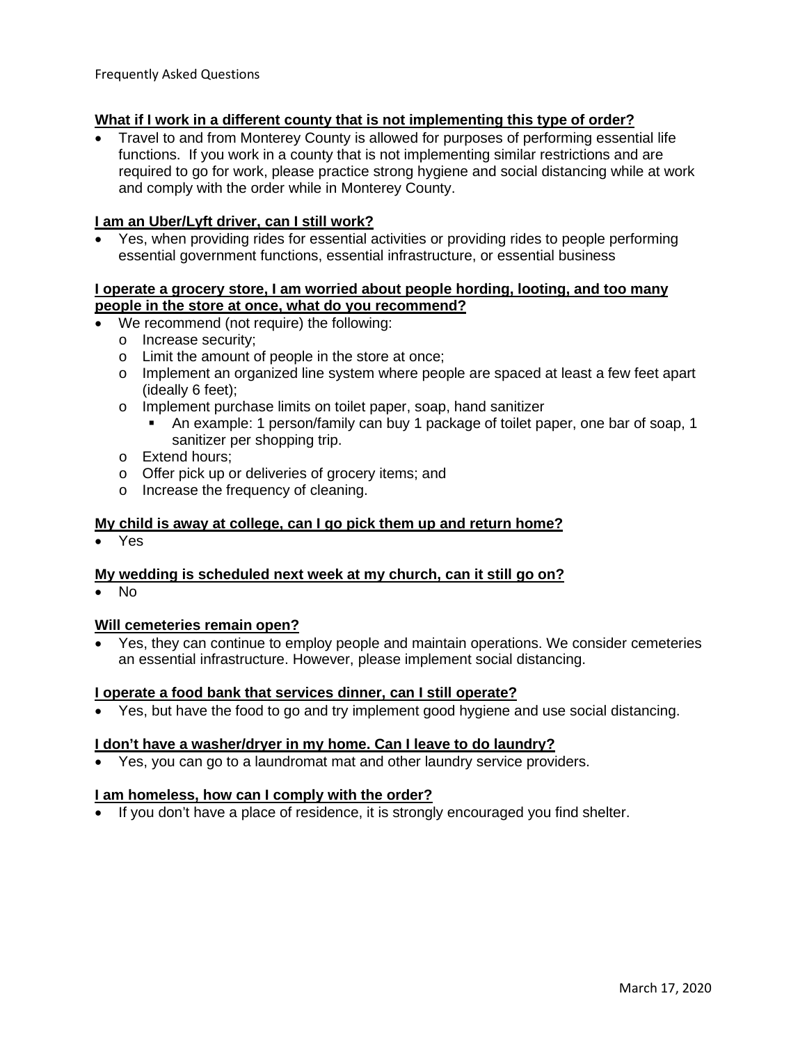Frequently Asked Questions

**What if I work in a different county that is not implementing this type of order?**

- Travel to and from Monterey County is allowed for purposes of performing essential life functions. If you work in a county that is not implementing similar restrictions and are required to go for work, please practice strong hygiene and social distancing while at work and comply with the order while in Monterey County.

**I am an Uber/Lyft driver, can I still work?**

- Yes, when providing rides for essential activities or providing rides to people performing essential government functions, essential infrastructure, or essential business

**I operate a grocery store, I am worried about people hording, looting, and too many people in the store at once, what do you recommend?**

- We recommend (not require) the following:
  - Increase security;
  - Limit the amount of people in the store at once;
  - Implement an organized line system where people are spaced at least a few feet apart (ideally 6 feet);
  - Implement purchase limits on toilet paper, soap, hand sanitizer
    - An example: 1 person/family can buy 1 package of toilet paper, one bar of soap, 1 sanitizer per shopping trip.
  - Extend hours;
  - Offer pick up or deliveries of grocery items; and
  - Increase the frequency of cleaning.

**My child is away at college, can I go pick them up and return home?**

- Yes

**My wedding is scheduled next week at my church, can it still go on?**

- No

**Will cemeteries remain open?**

- Yes, they can continue to employ people and maintain operations. We consider cemeteries an essential infrastructure. However, please implement social distancing.

**I operate a food bank that services dinner, can I still operate?**

- Yes, but have the food to go and try implement good hygiene and use social distancing.

**I don't have a washer/dryer in my home. Can I leave to do laundry?**

- Yes, you can go to a laundromat mat and other laundry service providers.

**I am homeless, how can I comply with the order?**

- If you don't have a place of residence, it is strongly encouraged you find shelter.

March 17, 2020